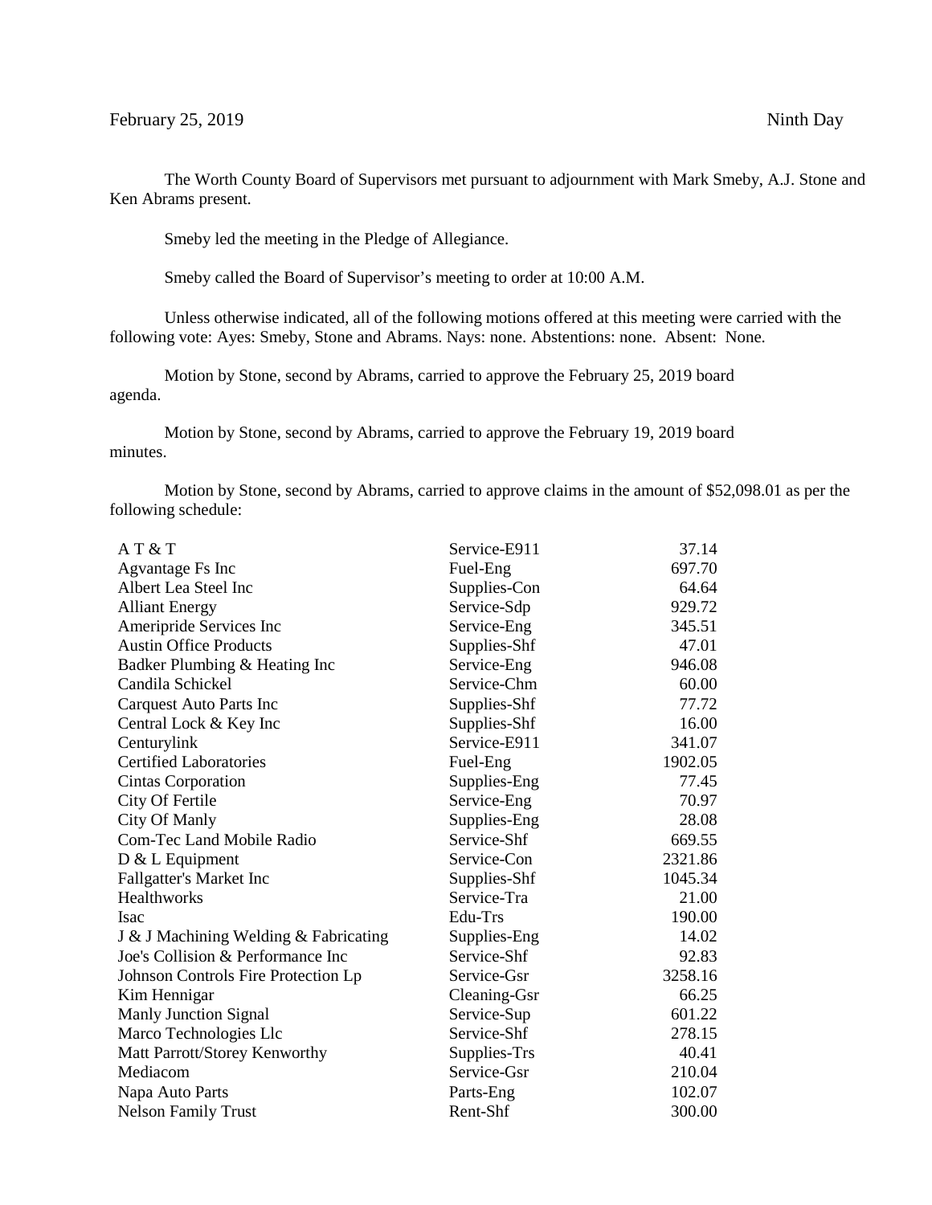February 25, 2019 Ninth Day

The Worth County Board of Supervisors met pursuant to adjournment with Mark Smeby, A.J. Stone and Ken Abrams present.

Smeby led the meeting in the Pledge of Allegiance.

Smeby called the Board of Supervisor's meeting to order at 10:00 A.M.

Unless otherwise indicated, all of the following motions offered at this meeting were carried with the following vote: Ayes: Smeby, Stone and Abrams. Nays: none. Abstentions: none. Absent: None.

Motion by Stone, second by Abrams, carried to approve the February 25, 2019 board agenda.

Motion by Stone, second by Abrams, carried to approve the February 19, 2019 board minutes.

Motion by Stone, second by Abrams, carried to approve claims in the amount of $52,098.01 as per the following schedule:

| | | |
|---|---|---|
| A T & T | Service-E911 | 37.14 |
| Agvantage Fs Inc | Fuel-Eng | 697.70 |
| Albert Lea Steel Inc | Supplies-Con | 64.64 |
| Alliant Energy | Service-Sdp | 929.72 |
| Ameripride Services Inc | Service-Eng | 345.51 |
| Austin Office Products | Supplies-Shf | 47.01 |
| Badker Plumbing & Heating Inc | Service-Eng | 946.08 |
| Candila Schickel | Service-Chm | 60.00 |
| Carquest Auto Parts Inc | Supplies-Shf | 77.72 |
| Central Lock & Key Inc | Supplies-Shf | 16.00 |
| Centurylink | Service-E911 | 341.07 |
| Certified Laboratories | Fuel-Eng | 1902.05 |
| Cintas Corporation | Supplies-Eng | 77.45 |
| City Of Fertile | Service-Eng | 70.97 |
| City Of Manly | Supplies-Eng | 28.08 |
| Com-Tec Land Mobile Radio | Service-Shf | 669.55 |
| D & L Equipment | Service-Con | 2321.86 |
| Fallgatter's Market Inc | Supplies-Shf | 1045.34 |
| Healthworks | Service-Tra | 21.00 |
| Isac | Edu-Trs | 190.00 |
| J & J Machining Welding & Fabricating | Supplies-Eng | 14.02 |
| Joe's Collision & Performance Inc | Service-Shf | 92.83 |
| Johnson Controls Fire Protection Lp | Service-Gsr | 3258.16 |
| Kim Hennigar | Cleaning-Gsr | 66.25 |
| Manly Junction Signal | Service-Sup | 601.22 |
| Marco Technologies Llc | Service-Shf | 278.15 |
| Matt Parrott/Storey Kenworthy | Supplies-Trs | 40.41 |
| Mediacom | Service-Gsr | 210.04 |
| Napa Auto Parts | Parts-Eng | 102.07 |
| Nelson Family Trust | Rent-Shf | 300.00 |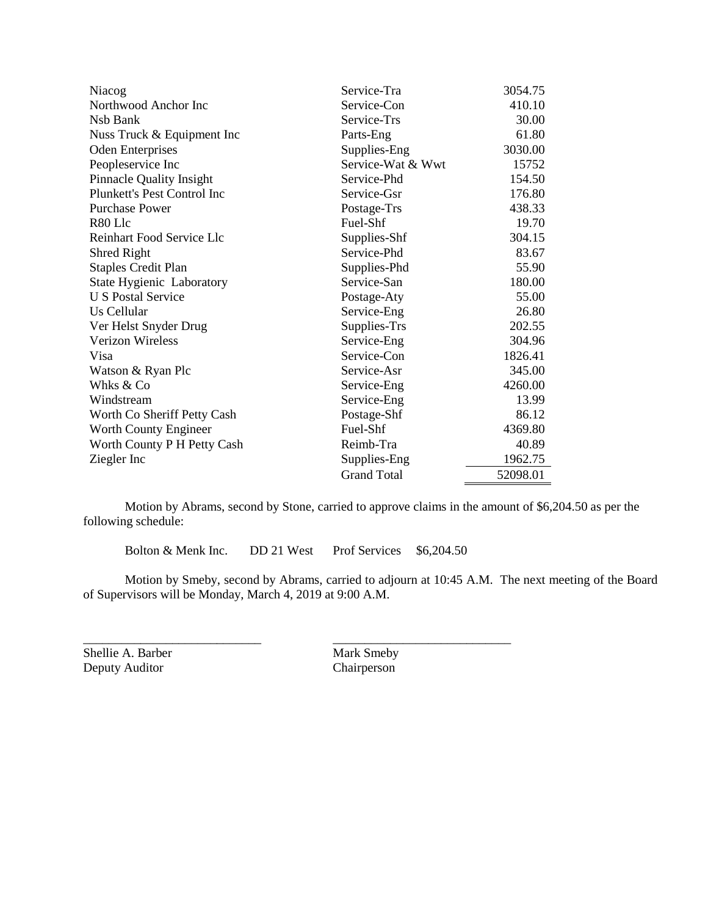| | | |
|---|---|---|
| Niacog | Service-Tra | 3054.75 |
| Northwood Anchor Inc | Service-Con | 410.10 |
| Nsb Bank | Service-Trs | 30.00 |
| Nuss Truck & Equipment Inc | Parts-Eng | 61.80 |
| Oden Enterprises | Supplies-Eng | 3030.00 |
| Peopleservice Inc | Service-Wat & Wwt | 15752 |
| Pinnacle Quality Insight | Service-Phd | 154.50 |
| Plunkett's Pest Control Inc | Service-Gsr | 176.80 |
| Purchase Power | Postage-Trs | 438.33 |
| R80 Llc | Fuel-Shf | 19.70 |
| Reinhart Food Service Llc | Supplies-Shf | 304.15 |
| Shred Right | Service-Phd | 83.67 |
| Staples Credit Plan | Supplies-Phd | 55.90 |
| State Hygienic Laboratory | Service-San | 180.00 |
| U S Postal Service | Postage-Aty | 55.00 |
| Us Cellular | Service-Eng | 26.80 |
| Ver Helst Snyder Drug | Supplies-Trs | 202.55 |
| Verizon Wireless | Service-Eng | 304.96 |
| Visa | Service-Con | 1826.41 |
| Watson & Ryan Plc | Service-Asr | 345.00 |
| Whks & Co | Service-Eng | 4260.00 |
| Windstream | Service-Eng | 13.99 |
| Worth Co Sheriff Petty Cash | Postage-Shf | 86.12 |
| Worth County Engineer | Fuel-Shf | 4369.80 |
| Worth County P H Petty Cash | Reimb-Tra | 40.89 |
| Ziegler Inc | Supplies-Eng | 1962.75 |
| | Grand Total | 52098.01 |

Motion by Abrams, second by Stone, carried to approve claims in the amount of $6,204.50 as per the following schedule:

Bolton & Menk Inc. DD 21 West Prof Services $6,204.50

Motion by Smeby, second by Abrams, carried to adjourn at 10:45 A.M. The next meeting of the Board of Supervisors will be Monday, March 4, 2019 at 9:00 A.M.

\_\_\_\_\_\_\_\_\_\_\_\_\_\_\_\_\_\_\_\_\_\_\_\_\_\_\_\_ \_\_\_\_\_\_\_\_\_\_\_\_\_\_\_\_\_\_\_\_\_\_\_\_\_\_\_\_

Shellie A. Barber Mark Smeby
Deputy Auditor Chairperson